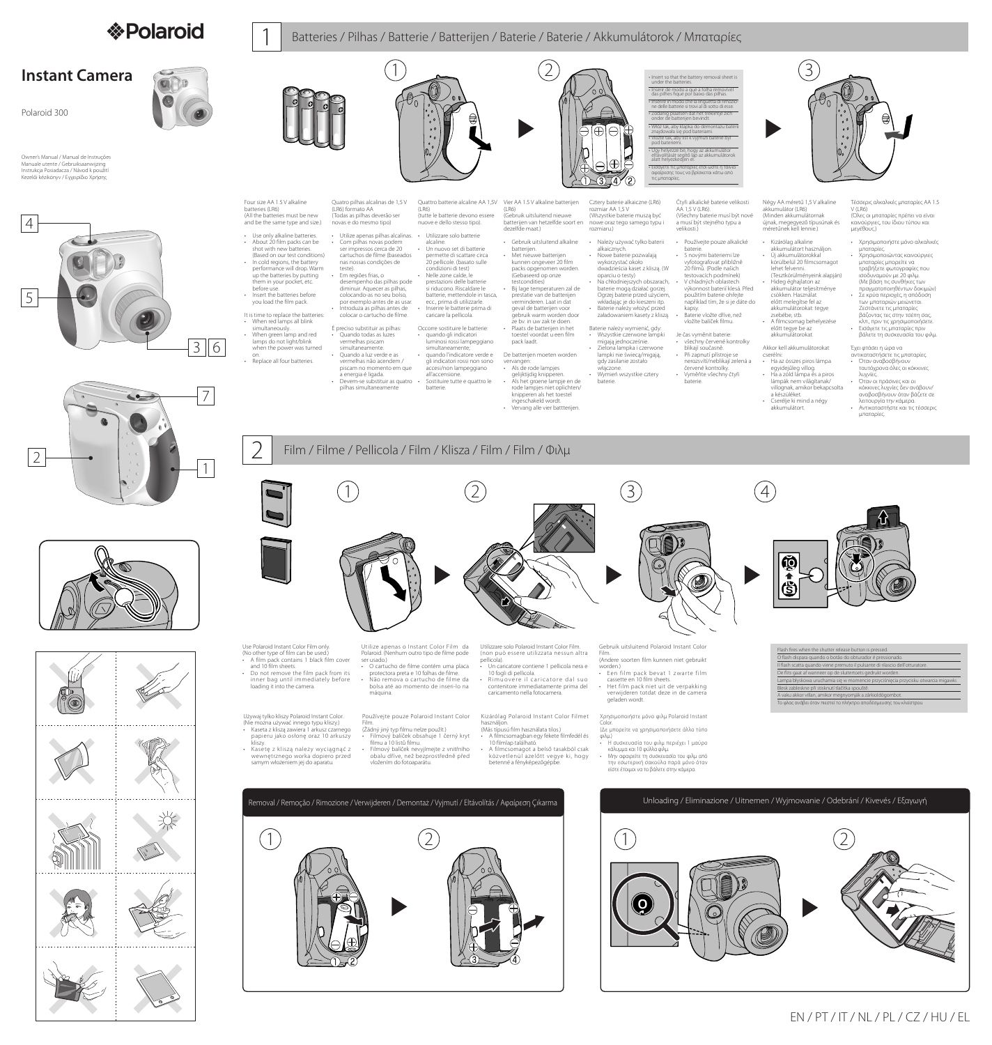# Polaroid

## Instant Camera

Polaroid 300

Owner's Manual / Manual de Instruções
Manuale utente / Gebruiksaanwijzing
Instrukcja Posiadacza / Návod k použití
Kezelői kézikönyv / Εγχειρίδιο Χρήσης

## 1 Batteries / Pilhas / Batterie / Batterijen / Baterie / Baterie / Akkumulátorok / Μπαταρίες

- Insert so that the battery removal sheet is under the batteries.
- Inserir de modo a que a folha removível das pilhas fique por baixo das pilhas.
- Inserire in modo che la linguetta di rimozione delle batterie si trovi al di sotto di esse.
- Zodanig plaatsen dat het trekstrip zich onder de batterijen bevindt.
- Włóż tak, aby klapka do demontażu baterii znajdowała się pod bateriami.
- Vložte tak, aby list k vyjmutí baterie byl pod bateriemi.
- Úgy helyezze be, hogy az akkumulátor eltávolítását segítő lap az akkumulátorok alatt helyezkedjen el.
- Εισάγετε τις μπαταρίες έτσι ώστε η ταινία αφαίρεσης τους να βρίσκεται κάτω από τις μπαταρίες.

Four size AA 1.5 V alkaline batteries (LR6)
(All the batteries must be new and be the same type and size.)

- Use only alkaline batteries.
- About 20 film packs can be shot with new batteries. (Based on our test conditions)
- In cold regions, the battery performance will drop. Warm up the batteries by putting them in your pocket, etc. before use.
- Insert the batteries before you load the film pack.

It is time to replace the batteries:
- When red lamps all blink simultaneously.
- When green lamp and red lamps do not light/blink when the power was turned on.
- Replace all four batteries.

Quatro pilhas alcalinas de 1,5 V (LR6) formato AA
(Todas as pilhas deverão ser novas e do mesmo tipo)

- Utilize apenas pilhas alcalinas.
- Com pilhas novas podem ser impressos cerca de 20 cartuchos de filme (baseados nas nossas condições de teste).
- Em regiões frias, o desempenho das pilhas pode diminuir. Aquecer as pilhas, colocando-as no seu bolso, por exemplo antes de as usar.
- Introduza as pilhas antes de colocar o cartucho de filme.

É preciso substituir as pilhas:
- Quando todas as luzes vermelhas piscam simultaneamente.
- Quando a luz verde e as vermelhas não acendem / piscam no momento em que a energia é ligada.
- Devem-se substituir as quatro pilhas simultaneamente

Quattro batterie alcaline AA 1,5V (LR6)
(tutte le batterie devono essere nuove e dello stesso tipo).

- Utilizzare solo batterie alcaline.
- Un nuovo set di batterie permette di scattare circa 20 pellicole. (basato sulle condizioni di test)
- Nelle zone calde, le prestazioni delle batterie si riducono. Riscaldare le batterie, mettendole in tasca, ecc., prima di utilizzarle.
- Inserire le batterie prima di caricare la pellicola.

Occorre sostituire le batterie:
- quando gli indicatori luminosi rossi lampeggiano simultaneamente;
- quando l'indicatore verde e gli indicatori rossi non sono accesi/non lampeggiano all'accensione.
- Sostituire tutte e quattro le batterie.

Vier AA 1.5 V alkaline batterijen (LR6)
(Gebruik uitsluitend nieuwe batterijen van hetzelfde soort en dezelfde maat.)

- Gebruik uitsluitend alkaline batterijen.
- Met nieuwe batterijen kunnen ongeveer 20 film packs opgenomen worden. (Gebaseerd op onze testcondities)
- Bij lage temperaturen zal de prestatie van de batterijen verminderen. Laat in dat geval de batterijen voor gebruik warm worden door ze bv. in uw zak te doen.
- Plaats de batterijen in het toestel voordat u een film pack laadt.

De batterijen moeten worden vervangen:
- Als de rode lampjes gelijktijdig knipperen.
- Als het groene lampje en de rode lampjes niet oplichten/knipperen als het toestel ingeschakeld wordt.
- Vervang alle vier batterijen.

Cztery baterie alkaiczne (LR6) rozmiar AA 1,5 V
(Wszystkie baterie muszą być nowe oraz tego samego typu i rozmiaru.)

- Należy używać tylko baterii alkaicznych.
- Nowe baterie pozwalają wykorzystać około dwudziestu kaset z kliszą. (W oparciu o testy)
- Na chłodniejszych obszarach, baterie mogą działać gorzej. Ogrzej baterie przed użyciem, wkładając je do kieszeni itp.
- Baterie należy włożyć przed załadowaniem kasety z kliszą.

Baterie należy wymienić, gdy:
- Wszystkie czerwone lampki migają jednocześnie.
- Zielona lampka i czerwone lampki nie świecą/migają, gdy zasilanie zostało włączone.
- Wymień wszystkie cztery baterie.

Čtyři alkalické baterie velikosti AA 1,5 V (LR6).
(Všechny baterie musí být nové a musí být stejného typu a velikosti.)

- Používejte pouze alkalické baterie.
- S novými bateriemi lze vyfotografovat přibližně 20 filmů. (Podle našich testovacích podmínek)
- V chladných oblastech výkonnost baterií klesá. Před použitím baterie ohřejte například tím, že si je dáte do kapsy.
- Baterie vložte dříve, než vložíte balíček filmu.

Je čas vyměnit baterie:
- všechny červené kontrolky blikají současně.
- Při zapnutí přístroje se nerozsvítí/neblikají zelená a červené kontrolky.
- Vyměňte všechny čtyři baterie.

Négy AA méretű 1,5 V alkáline akkumulátor (LR6)
(Minden akkumulátornak újnak, megegyező típusúnak és méretűnek kell lennie.)

- Kizárólag alkaline akkumulátort használjon.
- Új akkumulátorokkal körülbelül 20 filmcsomagot lehet felvenni. (Tesztkörülményeink alapján)
- Hideg éghajlaton az akkumulátor teljesítménye csökken. Használat előtt melegítse fel az akkumulátorokat: tegye zsebébe, stb.
- A filmcsomag behelyezése előtt tegye be az akkumulátorokat.

Akkor kell akkumulátorokat cserélni:
- Ha az összes piros lámpa egyidejűleg villog.
- Ha a zöld lámpa és a piros lámpák nem világítanak/villognak, amikor bekapcsolta a készüléket.
- Cserélje ki mind a négy akkumulátort.

Τέσσερις αλκαλικές μπαταρίες AA 1.5 V (LR6)
(Όλες οι μπαταρίες πρέπει να είναι καινούργιες, του ίδιου τύπου και μεγέθους.)

- Χρησιμοποιήστε μόνο αλκαλικές μπαταρίες.
- Χρησιμοποιώντας καινούργιες μπαταρίες μπορείτε να τραβήξετε φωτογραφίες που ισοδυναμούν με 20 φιλμ. (Με βάση τις συνθήκες των πραγματοποιηθέντων δοκιμών)
- Σε κρύα περιοχές, η απόδοση των μπαταριών μειώνεται. Ζεστάνετε τις μπαταρίες βάζοντας τες στην τσέπη σας, κλπ., πριν τις χρησιμοποιήσετε.
- Εισάγετε τις μπαταρίες πριν βάλετε τη συσκευασία του φιλμ.

Έχει φτάσει η ώρα να αντικαταστήσετε τις μπαταρίες:
- Όταν αναβοσβήνουν ταυτόχρονα όλες οι κόκκινες λυχνίες.
- Όταν οι πράσινες και οι κόκκινες λυχνίες δεν ανάβουν/αναβοσβήνουν όταν βάζετε σε λειτουργία την κάμερα.
- Αντικαταστήστε και τις τέσσερις μπαταρίες.

## 2 Film / Filme / Pellicola / Film / Klisza / Film / Film / Φιλμ

Use Polaroid Instant Color Film only.
(No other type of film can be used.)
- A film pack contains 1 black film cover and 10 film sheets.
- Do not remove the film pack from its inner bag until immediately before loading it into the camera.

Utilize apenas o Instant Color Film da Polaroid. (Nenhum outro tipo de filme pode ser usado.)
- O cartucho de filme contém uma placa protectora preta e 10 folhas de filme.
- Não remova o cartucho de filme da bolsa até ao momento de inseri-lo na máquina.

Utilizzare solo Polaroid Instant Color Film. (non può essere utilizzata nessun altra pellicola).
- Un caricatore contiene 1 pellicola nera e 10 fogli di pellicola.
- Rimuovere il caricatore dal suo contenitore immediatamente prima del caricamento nella fotocamera.

Gebruik uitsluitend Polaroid Instant Color Film.
(Andere soorten film kunnen niet gebruikt worden.)
- Een film pack bevat 1 zwarte film cassette en 10 film sheets.
- Het film pack niet uit de verpakking verwijderen totdat deze in de camera geladen wordt.

Używaj tylko kliszy Polaroid Instant Color. (Nie można używać innego typu kliszy.)
- Kaseta z kliszą zawiera 1 arkusz czarnego papieru jako osłonę oraz 10 arkuszy kliszy.
- Kasetę z kliszą należy wyciągnąć z wewnętrznego worka dopiero przed samym włożeniem jej do aparatu.

Používejte pouze Polaroid Instant Color Film.
(Žádný jiný typ filmu nelze použít.)
- Filmový balíček obsahuje 1 černý kryt filmu a 10 listů filmu.
- Filmový balíček nevyjímejte z vnitřního obalu dříve, než bezprostředně před vložením do fotoaparátu.

Kizárólag Polaroid Instant Color Filmet használjon.
(Más típusú film használata tilos.)
- A filmcsomagban egy fekete filmfedél és 10 filmlap található.
- A filmcsomagot a belső tasakból csak közvetlenül azelőtt vegye ki, hogy betenné a fényképezőgépbe.

Χρησιμοποιήστε μόνο φιλμ Polaroid Instant Color.
(Δε μπορείτε να χρησιμοποιήσετε άλλο τύπο φιλμ.)
- Η συσκευασία του φιλμ περιέχει 1 μαύρο κάλυμμα και 10 φύλλα φιλμ.
- Μην αφαιρείτε τη συσκευασία του φιλμ από την εσωτερική σακούλα παρά μόνο όταν είστε έτοιμοι να το βάλετε στην κάμερα.

- Flash fires when the shutter release button is pressed.
- O flash dispara quando o botão do obturador é pressionado.
- Il flash scatta quando viene premuto il pulsante di rilascio dell'otturatore.
- De flits gaat af wanneer op de sluiterknop gedrukt wordt.
- Lampa błyskowa uruchamia się w momencie przyciśnięcia przycisku otwarcia migawki.
- Blesk zableskne při stisknutí tlačítka spouště.
- A vaku akkor villan, amikor megnyomják a zárkioldógombot.
- Το φλας ανάβει όταν πιεστεί το πλήκτρο αποδέσμευσης του κλείστρου.

### Removal / Remoção / Rimozione / Verwijderen / Demontaż / Vyjmutí / Eltávolítás / Αφαίρεση Çıkarma

### Unloading / Eliminazione / Uitnemen / Wyjmowanie / Odebrání / Kivevés / Εξαγωγή

EN / PT / IT / NL / PL / CZ / HU / EL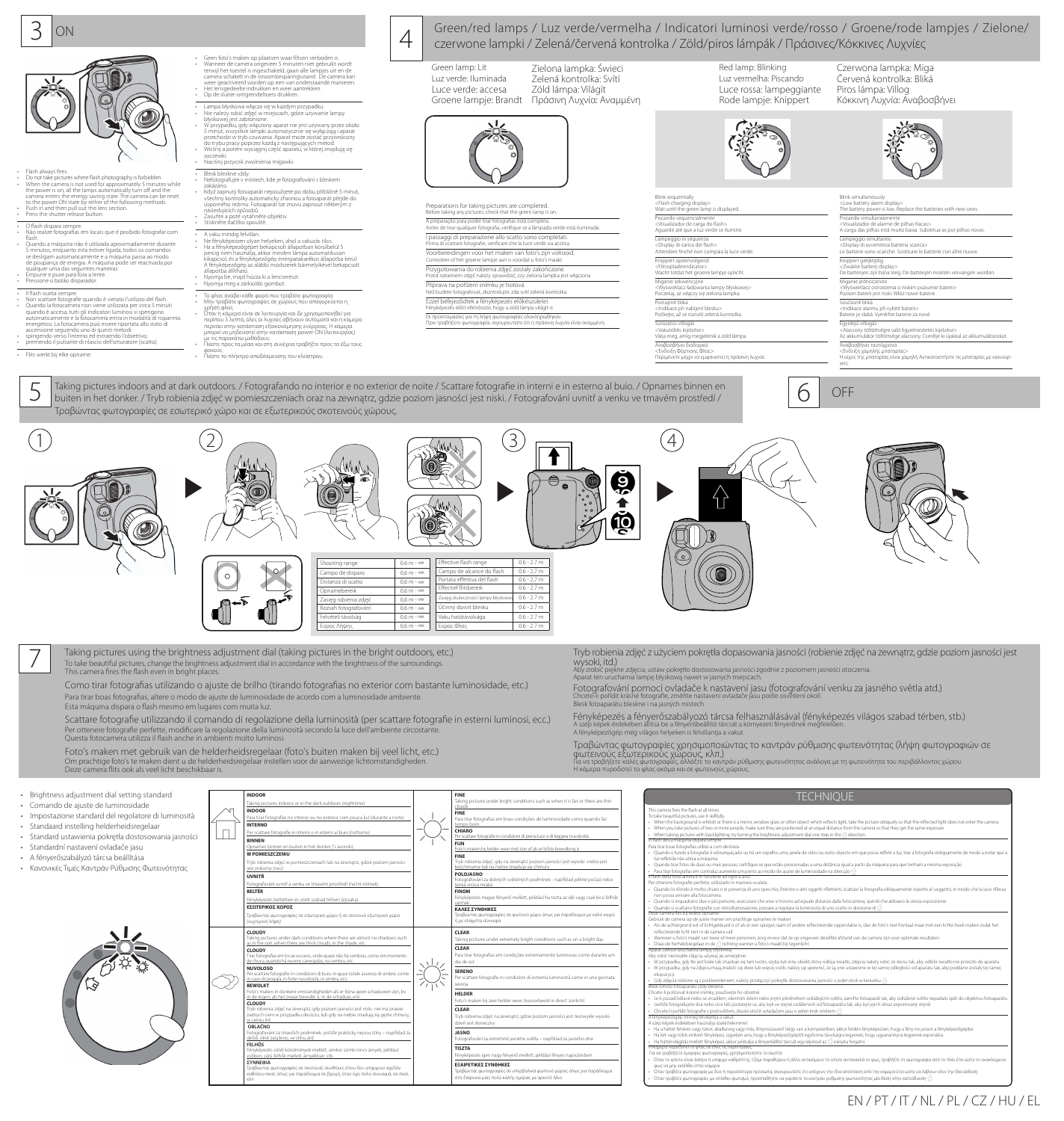# 3 ON

- Flash always fires.
- Do not take pictures where flash photography is forbidden.
- When the camera is not used for approximately 5 minutes while the power is on, all the lamps automatically turn off and the camera enters the energy saving state. The camera can be reset to the power ON state by either of the following methods.
- Push in and then pull out the lens section.
- Press the shutter release button.

- O flash dispara sempre.
- Não realize fotografias em locais que é proibido fotografar com flash.
- Quando a máquina não é utilizada aproximadamente durante 5 minutos, enquanto esta estiver ligada, todos os comandos se desligam automaticamente e a máquina passa ao modo de poupança de energia. A máquina pode ser reactivada por qualquer uma das seguintes maneiras:
- Empurre e puxe para fora a lente.
- Pressione o botão disparador.

- Il flash scatta sempre.
- Non scattare fotografie quando è vietato l'utilizzo del flash.
- Quando la fotocamera non viene utilizzata per circa 5 minuti quando è accesa, tutti gli indicatori luminosi si spengono automaticamente e la fotocamera entra in modalità di risparmio energetico. La fotocamera può essere riportata allo stato di accensione seguendo uno di questi metodi:
- spingendo verso l'interno ed estraendo l'obiettivo,
- premendo il pulsante di rilascio dell'otturatore (scatto).

- Flits werkt bij elke opname.
- Geen foto's maken op plaatsen waar flitsen verboden is.
- Wanneer de camera ongeveer 5 minuten niet gebruikt wordt terwijl het toestel is ingeschakeld, gaan alle lampjes uit en de camera schakelt in de stroombesparingsstand. De camera kan weer geactiveerd worden op een van onderstaande manieren.
- Het lensgedeelte indrukken en weer aantrekken.
- Op de sluiter-ontgrendeltoets drukken.

- Lampa błyskowa włącza się w każdym przypadku.
- Nie należy robić zdjęć w miejscach, gdzie używanie lampy błyskowej jest zabronione.
- W przypadku, gdy włączony aparat nie jest używany przez około 5 minut, wszystkie lampki automatycznie się wyłączają i aparat przechodzi w tryb czuwania. Aparat może zostać przywrócony do trybu pracy poprzez każdą z następujących metod.
- Wciśnij a potem wyciągnij część aparatu, w której znajdują się soczewki.
- Naciśnij przycisk zwolnienia migawki.

- Blesk bleskne vždy.
- Nefotografujte v místech, kde je fotografování s bleskem zakázáno.
- Když zapnutý fotoaparát nepoužijete po dobu přibližně 5 minut, všechny kontrolky automaticky zhasnou a fotoaparát přejde do úsporného režimu. Fotoaparát lze znovu zapnout některým z následujících způsobů.
- Zasuňte a poté vytáhněte objektiv.
- Stiskněte tlačítko spouště.

- A vaku mindig felvillan.
- Ne fényképezzen olyan helyeken, ahol a vakuzás tilos.
- Ha a fényképezőgépet bekapcsolt állapotban körülbelül 5 percig nem használja, akkor minden lámpa automatikusan kikapcsol, és a fényképezőgép energiatakarékos állapotba kerül. A fényképezőgép az alábbi módszerek bármelyikével bekapcsolt állapotba állítható.
- Nyomja be, majd húzza ki a lencserészt.
- Nyomja meg a zárkioldó gombot.

- Το φλας ανάβει κάθε φορά που τραβάτε φωτογραφία.
- Μην τραβάτε φωτογραφίες σε χώρους που απαγορεύεται η χρήση φλας.
- Όταν η κάμερα είναι σε λειτουργία και δε χρησιμοποιείται για περίπου 5 λεπτά, όλες οι λυχνίες σβήνουν αυτόματα και η κάμερα περνάει στην κατάσταση εξοικονόμησης ενέργειας. Η κάμερα μπορεί να επανέλθει στην κατάσταση power ON (λειτουργίας) με τις παρακάτω μεθόδους.
- Πιέστε προς τα μέσα και στη συνέχεια τραβήξτε προς τα έξω τους φακούς.
- Πιέστε το πλήκτρο αποδέσμευσης του κλείστρου.

# 4 Green/red lamps / Luz verde/vermelha / Indicatori luminosi verde/rosso / Groene/rode lampjes / Zielone/czerwone lampki / Zelená/červená kontrolka / Zöld/piros lámpák / Πράσινες/Κόκκινες Λυχνίες

Green lamp: Lit
Luz verde: Iluminada
Luce verde: accesa
Groene lampje: Brandt
Zielona lampka: Świeci
Zelená kontrolka: Svítí
Zöld lámpa: Világít
Πράσινη Λυχνία: Αναμμένη

Preparations for taking pictures are completed.
Before taking any pictures, check that the green lamp is on.

A preparação para poder tirar fotografias está completa.
Antes de tirar qualquer fotografia, verifique se a lâmpada verde está iluminada.

I passaggi di preparazione allo scatto sono completati.
Prima di scattare fotografie, verificare che la luce verde sia accesa.

Voorbereidingen voor het maken van foto's zijn voltooid.
Controleer of het groene lampje aan is voordat u foto's maakt.

Przygotowania do robienia zdjęć zostały zakończone.
Przed robieniem zdjęć należy sprawdzić, czy zielona lampka jest włączona.

Příprava na pořízení snímku je hotová.
Než budete fotografovat, zkontrolujte, zda svítí zelená kontrolka.

Ezzel befejeződtek a fényképezés előkészületei.
Fényképezés előtt ellenőrizze, hogy a zöld lámpa világít-e.

Οι προετοιμασίες για τη λήψη φωτογραφίας ολοκληρώθηκαν.
Πριν τραβήξετε φωτογραφία, σιγουρευτείτε ότι η πράσινη λυχνία είναι αναμμένη.

Red lamp: Blinking
Luz vermelha: Piscando
Luce rossa: lampeggiante
Rode lampje: Knippert
Czerwona lampka: Miga
Červená kontrolka: Bliká
Piros lámpa: Villog
Κόκκινη Λυχνία: Αναβοσβήνει

Blink sequentially
<Flash charging display>
Wait until the green lamp is displayed.

Piscando sequencialmente
<Visualizador de carga do flash>
Aguarde até que a luz verde se ilumine.

Lampeggio in sequenza
<Display di carica del flash>
Attendere finché non compaia la luce verde.

Knippert opeenvolgend
<Flitsopladerindicator>
Wacht totdat het groene lampje oplicht.

Miganie sekwencyjne
<Wyświetlacz ładowania lampy błyskowej>
Poczekaj, aż włączy się zielona lampka.

Postupně bliká
<Indikace při nabíjení blesku>
Počkejte, až se rozsvítí zelená kontrolka.

Sorozatos villogás
<Vakutöltés kijelzése>
Várja meg, amíg megjelenik a zöld lámpa.

Αναβοσβήνει διαδοχικά
<Ένδειξη Φόρτισης Φλας>
Περιμένετε μέχρι να εμφανιστεί η πράσινη λυχνία.

Blink simultaneously
<Low battery alarm display>
The battery power is low. Replace the batteries with new ones.

Piscando simultaneamente
<Visualizador de alarme de pilhas fracas>
A carga das pilhas está muito baixa. Substitua-as por pilhas novas.

Lampeggio simultaneo
<Display di avvertenza batteria scarica>
Le batterie sono scariche. Sostituire le batterie con altre nuove.

Knippert gelijktijdig
<Zwakke batterij-display>
De batterijen zijn bijna leeg. De batterijen moeten vervangen worden.

Miganie jednoczesne
<Wyświetlacz ostrzeżenia o niskim poziomie baterii>
Poziom baterii jest niski. Włóż nowe baterie.

Současně bliká
<Indikace alarmu při vybité baterii>
Baterie je slabá. Vyměňte baterie za nové.

Egyidejű villogás
<Alacsony töltöttségre való figyelmeztetés kijelzése>
Az akkumulátor töltöttsége alacsony. Cserélje ki újakkal az akkumulátorokat.

Αναβοσβήνει ταυτόχρονα
<Ένδειξη χαμηλής μπαταρίας>
Η ισχύς της μπαταρίας είναι χαμηλή. Αντικαταστήστε τις μπαταρίες με καινούριες.

# 5 Taking pictures indoors and at dark outdoors. / Fotografando no interior e no exterior de noite / Scattare fotografie in interni e in esterno al buio. / Opnames binnen en buiten in het donker. / Tryb robienia zdjęć w pomieszczeniach oraz na zewnątrz, gdzie poziom jasności jest niski. / Fotografování uvnitř a venku ve tmavém prostředí / Τραβώντας φωτογραφίες σε εσωτερικό χώρο και σε εξωτερικούς σκοτεινούς χώρους.

① ② ③ ④

| | |
|---|---|
| Shooting range | 0.6 m – ∞ |
| Campo de disparo | 0,6 m – ∞ |
| Distanza di scatto | 0,6 m – ∞ |
| Opnamebereik | 0,6 m – ∞ |
| Zasięg robienia zdjęć | 0,6 m – ∞ |
| Rozsah fotografování | 0,6 m – ∞ |
| Felvételi távolság | 0,6 m – ∞ |
| Εύρος Λήψης | 0,6 m – ∞ |

| | |
|---|---|
| Effective flash range | 0.6 - 2.7 m |
| Campo de alcance do flash | 0,6 - 2,7 m |
| Portata effettiva del flash | 0,6 - 2,7 m |
| Effectief flitsbereik | 0,6 - 2,7 m |
| Zasięg skuteczności lampy błyskowej | 0,6 - 2,7 m |
| Účinný dosvit blesku | 0,6 - 2,7 m |
| Vaku hatótávolsága | 0,6 - 2,7 m |
| Εύρος Φλας | 0,6 - 2,7 m |

# 6 OFF

# 7 Taking pictures using the brightness adjustment dial (taking pictures in the bright outdoors, etc.)

To take beautiful pictures, change the brightness adjustment dial in accordance with the brightness of the surroundings.
This camera fires the flash even in bright places.

## Como tirar fotografias utilizando o ajuste de brilho (tirando fotografias no exterior com bastante luminosidade, etc.)

Para tirar boas fotografias, altere o modo de ajuste de luminosidade de acordo com a luminosidade ambiente.
Esta máquina dispara o flash mesmo em lugares com muita luz.

## Scattare fotografie utilizzando il comando di regolazione della luminosità (per scattare fotografie in esterni luminosi, ecc.)

Per ottenere fotografie perfette, modificare la regolazione della luminosità secondo la luce dell'ambiente circostante.
Questa fotocamera utilizza il flash anche in ambienti molto luminosi.

## Foto's maken met gebruik van de helderheidsregelaar (foto's buiten maken bij veel licht, etc.)

Om prachtige foto's te maken dient u de helderheidsregelaar instellen voor de aanwezige lichtomstandigheden.
Deze camera flits ook als veel licht beschikbaar is.

## Tryb robienia zdjęć z użyciem pokrętła dopasowania jasności (robienie zdjęć na zewnątrz, gdzie poziom jasności jest wysoki, itd.)

Aby zrobić piękne zdjęcia, ustaw pokrętło dostosowania jasności zgodnie z poziomem jasności otoczenia.
Aparat ten uruchamia lampę błyskową nawet w jasnych miejscach.

## Fotografování pomocí ovladače k nastavení jasu (fotografování venku za jasného světla atd.)

Chcete-li pořídit krásné fotografie, změňte nastavení ovladače jasu podle osvětlení okolí.
Blesk fotoaparátu bleskne i na jasných místech.

## Fényképezés a fényerőszabályozó tárcsa felhasználásával (fényképezés világos szabad térben, stb.)

A szép képek érdekében állítsa be a fényerőbeállító tárcsát a környezeti fényerőnek megfelelően.
A fényképezőgép még világos helyeken is felvillantja a vakut.

## Τραβώντας φωτογραφίες χρησιμοποιώντας το καντράν ρύθμισης φωτεινότητας (λήψη φωτογραφιών σε φωτεινούς εξωτερικούς χώρους, κλπ.)

Για να τραβήξετε καλές φωτογραφίες, αλλάξτε το καντράν ρύθμισης φωτεινότητας ανάλογα με τη φωτεινότητα του περιβάλλοντος χώρου.
Η κάμερα πυροδοτεί το φλας ακόμα και σε φωτεινούς χώρους.

- Brightness adjustment dial setting standard
- Comando de ajuste de luminosidade
- Impostazione standard del regolatore di luminosità
- Standaard instelling helderheidsregelaar
- Standard ustawienia pokrętła dostosowania jasności
- Standardní nastavení ovladače jasu
- A fényerőszabályozó tárcsa beállítása
- Κανονικές Τιμές Καντράν Ρύθμισης Φωτεινότητας

**INDOOR**
Taking pictures indoors or in the dark outdoors (nighttime)
**INDOOR**
Para tirar fotografias no interior ou no exterior com pouca luz (durante a noite)
**INTERNO**
Per scattare fotografie in interni o in esterni al buio (notturno)
**BINNEN**
Opnames binnen en buiten in het donker ('s avonds)
**W POMIESZCZENIU**
Tryb robienia zdjęć w pomieszczeniach lub na zewnątrz, gdzie poziom jasności jest znikomy (noc)
**UVNITŘ**
Fotografování uvnitř a venku ve tmavém prostředí (noční snímek)
**BELTÉR**
Fényképezés beltérben és sötét szabad térben (éjszaka)
**ΕΣΩΤΕΡΙΚΟΣ ΧΩΡΟΣ**
Τραβώντας φωτογραφίες σε εσωτερικό χώρο ή σε σκοτεινό εξωτερικό χώρο (νυχτερινή λήψη)

**CLOUDY**
Taking pictures under dark conditions where there are almost no shadows such as in the rain, when there are thick clouds, in the shade, etc.
**CLOUDY**
Tirar fotografias em locais escuros, onde quase não há sombras, como em momento de chuva, quando há nuvens carregadas, na sombra, etc.
**NUVOLOSO**
Per scattare fotografie in condizioni di buio, in quasi totale assenza di ombre, come in caso di pioggia, in forte nuvolosità, in ombra, ecc.
**BEWOLKT**
Foto's maken in donkere omstandigheden als er bijna geen schaduwen zijn, bv in de regen, als het zwaar bewolkt is, in de schaduw, enz.
**CLOUDY**
Tryb robienia zdjęć na zewnątrz, gdy poziom jasności jest niski– nie ma prawie żadnych cieni w przypadku deszczu, lub gdy na niebie znajdują się gęste chmury, w cieniu itd.
**OBLAČNO**
Fotografování za tmavých podmínek, jestliže prakticky nejsou stíny – například za deště, silně zataženo, ve stínu atd.
**FELHŐS**
Fényképezés sötét körülmények mellett, amikor szinte nincs árnyék, például esőben, sűrű felhők mellett, árnyékban, stb.
**ΣΥΝΝΕΦΙΑ**
Τραβώντας φωτογραφίες σε σκοτεινές συνθήκες όπου δεν υπάρχουν σχεδόν καθόλου σκιές όπως για παράδειγμα σε βροχή, όταν έχει πολύ συννεφιά, σε σκιά, κλπ.

**FINE**
Taking pictures under bright conditions such as when it is fair or there are thin clouds
**FINE**
Para tirar fotografias em boas condições de luminosidade como quando faz tempo bom.
**CHIARO**
Per scattare fotografie in condizioni di piena luce o di leggera nuvolosità
**FIJN**
Foto's maken bij helder weer met zon of als er lichte bewolking is
**FINE**
Tryb robienia zdjęć, gdy na zewnątrz poziom jasności jest wysoki -niebo jest bezchmurne lub na niebie znajdują się chmury
**POLOJASNO**
Fotografování za dobrých světelných podmínek - například pěkné počasí nebo tenká vrstva mraků
**FINOM**
Fényképezés magas fényerő mellett, például ha tiszta az idő vagy csak kicsi felhők vannak
**ΚΑΛΕΣ ΣΥΝΘΗΚΕΣ**
Τραβώντας φωτογραφίες σε φωτεινό χώρο όπως για παράδειγμα με καλό καιρό ή με ελαφριά συννεφιά

**CLEAR**
Taking pictures under extremely bright conditions such as on a bright day
**CLEAR**
Para tirar fotografias em condições extremamente luminosas como durante um dia de sol.
**SERENO**
Per scattare fotografie in condizioni di estrema luminosità come in una giornata serena
**HELDER**
Foto's maken bij zeer helder weer, bijvoorbeeld in direct zonlicht
**CLEAR**
Tryb robienia zdjęć na zewnątrz, gdzie poziom jasności jest niezwykle wysoki- dzień jest słoneczny
**JASNO**
Fotografování za extrémně jasného světla – například za jasného dne
**TISZTA**
Fényképezés igen nagy fényerő mellett, például fényes napsütésben
**ΕΞΑΙΡΕΤΙΚΕΣ ΣΥΝΘΗΚΕΣ**
Τραβώντας φωτογραφίες σε υπερβολικά φωτεινό χώρο όπως για παράδειγμα στη διάρκεια μιας πολύ καλής ημέρας με αρκετό ήλιο

## TECHNIQUE

This camera fires the flash at all times.
To take beautiful pictures, use it skillfully.
- When the background is whitish or there is a mirror, window glass or other object which reflects light, take the picture obliquely so that the reflected light does not enter the camera.
- When you take pictures of two or more people, make sure they are positioned at an equal distance from the camera so that they get the same exposure.
- When taking pictures with backlighting, try turning the brightness adjustment dial one step in the direction.

O flash desta máquina dispara sempre.
Para tirar boas fotografias utilize-a com destreza.
- Quando o fundo a fotografar é esbranquiçado ou há um espelho, uma janela de vidro ou outro objecto em que possa reflectir a luz, tire a fotografia obliquamente de modo a evitar que a luz reflectida não atinja a máquina.
- Quando tirar fotos de duas ou mais pessoas, certifique-se que estão posicionadas a uma distância igual a partir da máquina para que tenham a mesma exposição.
- Para tirar fotografias em contraluz aumente um ponto ao modo de ajuste de luminosidade na direcção.

Il flash della fotocamera funziona ad ogni scatto.
Per ottenere fotografie perfette, utilizzarlo in maniera oculata.
- Quando lo sfondo è molto chiaro o in presenza di uno specchio, finestre o altri oggetti riflettenti, scattare la fotografia obliquamente rispetto al soggetto, in modo che la luce riflessa non possa arrivare alla fotocamera.
- Quando si inquadrano due o più persone, assicurarsi che esse si trovino ad eguale distanza dalla fotocamera, quindi che abbiano la stessa esposizione.
- Quando si scattano fotografie con retroilluminazione, provare a regolare la luminosità di uno scatto in direzione di.

Deze camera flits bij iedere opname.
Gebruik de camera op de juiste manier om prachtige opnames te maken.
- Als de achtergrond wit of lichtgekleurd is of als er een spiegel, raam of andere reflecterende oppervlakte is, dan de foto's niet frontaal maar met een lichte hoek maken zodat het reflecterende licht niet in de camera valt.
- Wanneer u foto's maakt van twee of meer personen, zorg ervoor dat ze op ongeveer dezelfde afstand van de camera zijn voor optimale resultaten.
- Draai de helderheidsregelaar in de richting wanneer u foto's maakt bij tegenlicht.

Aparat zawsze uruchamia lampę błyskową.
Aby robić niezwykłe zdjęcia, używaj jej umiejętnie.
- W przypadku, gdy tło jest białe lub znajduje się tam lustro, szyba lub inny obiekt, który odbija światło, zdjęcia należy robić ze skosu tak, aby odbite światło nie przeszło do aparatu.
- W przypadku, gdy na zdjęciu mają znaleźć się dwie lub więcej osób, należy się upewnić, że są one ustawione w tej samej odległości od aparatu tak, aby otrzymały taką samą ekspozycję.
- Gdy zdjęcia robione są z podświetleniem, należy przełączyć pokrętło dostosowania jasności o jeden krok w kierunku.

Blesk tohoto fotoaparátu vždy bleskne.
Chcete-li pořizovat krásné snímky, používejte ho obratně.
- Je-li pozadí bělavé nebo se zrcadlem, okenním sklem nebo jiným předmětem odrážejícím světlo, zaměřte fotoaparát tak, aby odražené světlo nepadalo přes do objektivu fotoaparátu.
- Jestliže fotografujete dva nebo více lidí, postarejte se, aby byli ve stejné vzdálenosti od fotoaparátu tak, aby byli všichni stejně exponováni.
- Chcete-li pořídit fotografie s protisvětlem, zkuste otočit ovladačem jasu o jeden krok směrem.

A fényképezőgép mindig felvillantja a vakut.
A szép képek érdekében használja szakértelemmel.
- Ha a háttér fehéres vagy tükör, ablaküveg vagy más, fényvisszaverő tárgy van a környezetben, akkor ferdén fényképezzen, hogy a fény ne jusson a fényképezőgépbe.
- Ha két vagy több embert fényképez, ügyeljen arra, hogy a fényképezőgéptől egyforma távolságra legyenek, hogy ugyanannyira legyenek exponálva.
- Ha háttérvilágítás mellett fényképez, akkor próbálja a fényerőállító tárcsát egy lépéssel az irányba forgatni.

Η κάμερα πυροδοτεί το φλας σε όλες τις περιπτώσεις.
Για να τραβήξετε όμορφες φωτογραφίες, χρησιμοποιήστε το σωστά.
- Όταν το φόντο είναι λευκό ή υπάρχει καθρέπτης, τζάμι παραθύρου ή άλλο αντικείμενο το οποίο αντανακλά το φως, τραβήξτε τη φωτογραφία από το πλάι έτσι ώστε το ανακλώμενο φως να μην εισέλθει στην κάμερα.
- Όταν τραβάτε φωτογραφίες με δύο ή περισσότερα πρόσωπα, σιγουρευτείτε ότι απέχουν την ίδια απόσταση από την κάμερα έτσι ώστε να λάβουν ίδια έκθεση.
- Όταν τραβάτε φωτογραφίες με οπίσθιο φωτισμό, προσπαθήστε να γυρίσετε το καντράν ρύθμισης φωτεινότητας μια θέση στην κατεύθυνση.

EN / PT / IT / NL / PL / CZ / HU / EL